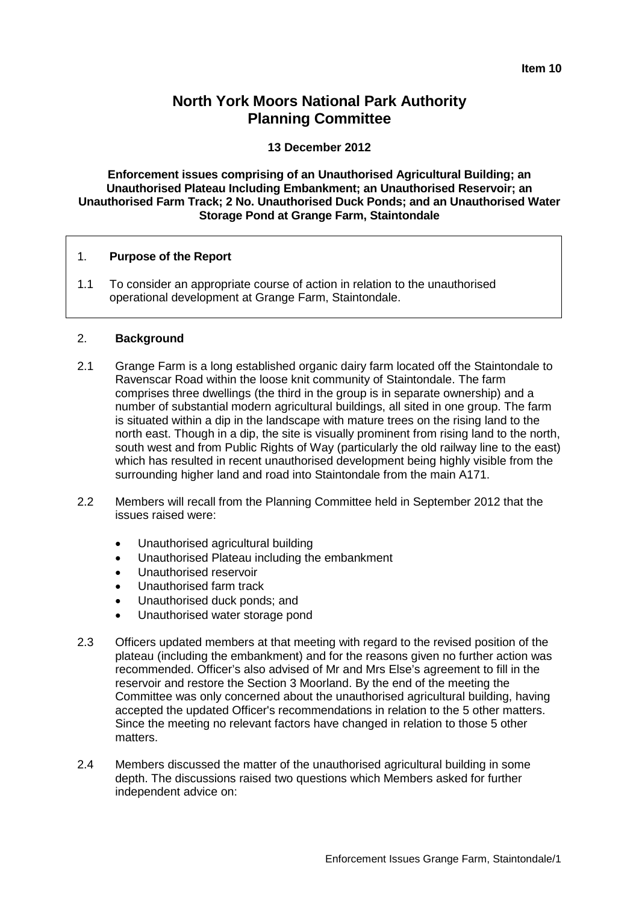**Item 10**

# North York Moors National Park Authority
# Planning Committee

**13 December 2012**

**Enforcement issues comprising of an Unauthorised Agricultural Building; an Unauthorised Plateau Including Embankment; an Unauthorised Reservoir; an Unauthorised Farm Track; 2 No. Unauthorised Duck Ponds; and an Unauthorised Water Storage Pond at Grange Farm, Staintondale**

## 1. Purpose of the Report

1.1 To consider an appropriate course of action in relation to the unauthorised operational development at Grange Farm, Staintondale.

## 2. Background

2.1 Grange Farm is a long established organic dairy farm located off the Staintondale to Ravenscar Road within the loose knit community of Staintondale. The farm comprises three dwellings (the third in the group is in separate ownership) and a number of substantial modern agricultural buildings, all sited in one group. The farm is situated within a dip in the landscape with mature trees on the rising land to the north east. Though in a dip, the site is visually prominent from rising land to the north, south west and from Public Rights of Way (particularly the old railway line to the east) which has resulted in recent unauthorised development being highly visible from the surrounding higher land and road into Staintondale from the main A171.

2.2 Members will recall from the Planning Committee held in September 2012 that the issues raised were:

- Unauthorised agricultural building
- Unauthorised Plateau including the embankment
- Unauthorised reservoir
- Unauthorised farm track
- Unauthorised duck ponds; and
- Unauthorised water storage pond

2.3 Officers updated members at that meeting with regard to the revised position of the plateau (including the embankment) and for the reasons given no further action was recommended. Officer's also advised of Mr and Mrs Else's agreement to fill in the reservoir and restore the Section 3 Moorland. By the end of the meeting the Committee was only concerned about the unauthorised agricultural building, having accepted the updated Officer's recommendations in relation to the 5 other matters. Since the meeting no relevant factors have changed in relation to those 5 other matters.

2.4 Members discussed the matter of the unauthorised agricultural building in some depth. The discussions raised two questions which Members asked for further independent advice on: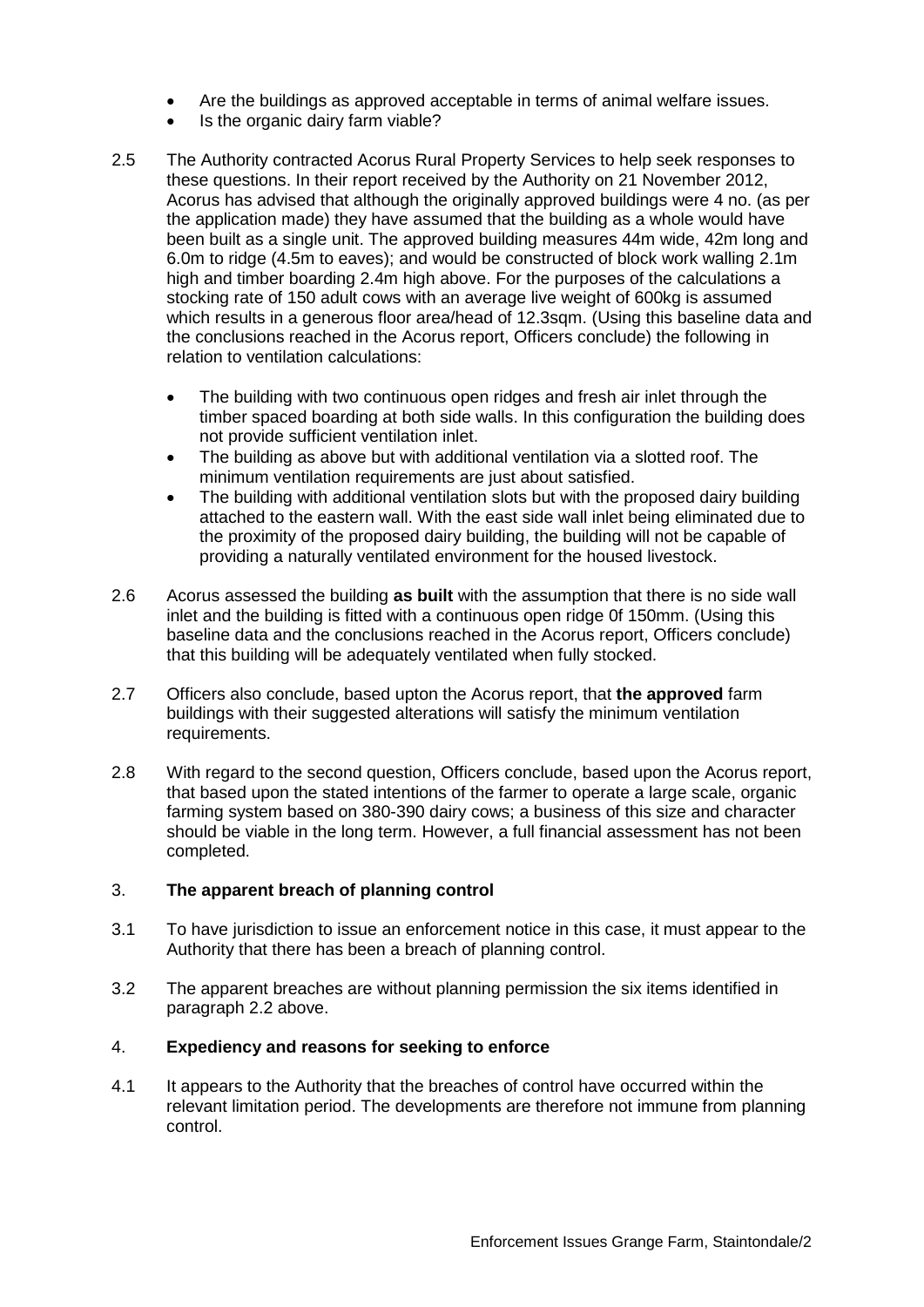- Are the buildings as approved acceptable in terms of animal welfare issues.
- Is the organic dairy farm viable?

2.5 The Authority contracted Acorus Rural Property Services to help seek responses to these questions. In their report received by the Authority on 21 November 2012, Acorus has advised that although the originally approved buildings were 4 no. (as per the application made) they have assumed that the building as a whole would have been built as a single unit. The approved building measures 44m wide, 42m long and 6.0m to ridge (4.5m to eaves); and would be constructed of block work walling 2.1m high and timber boarding 2.4m high above. For the purposes of the calculations a stocking rate of 150 adult cows with an average live weight of 600kg is assumed which results in a generous floor area/head of 12.3sqm. (Using this baseline data and the conclusions reached in the Acorus report, Officers conclude) the following in relation to ventilation calculations:

- The building with two continuous open ridges and fresh air inlet through the timber spaced boarding at both side walls. In this configuration the building does not provide sufficient ventilation inlet.
- The building as above but with additional ventilation via a slotted roof. The minimum ventilation requirements are just about satisfied.
- The building with additional ventilation slots but with the proposed dairy building attached to the eastern wall. With the east side wall inlet being eliminated due to the proximity of the proposed dairy building, the building will not be capable of providing a naturally ventilated environment for the housed livestock.

2.6 Acorus assessed the building **as built** with the assumption that there is no side wall inlet and the building is fitted with a continuous open ridge 0f 150mm. (Using this baseline data and the conclusions reached in the Acorus report, Officers conclude) that this building will be adequately ventilated when fully stocked.

2.7 Officers also conclude, based upton the Acorus report, that **the approved** farm buildings with their suggested alterations will satisfy the minimum ventilation requirements.

2.8 With regard to the second question, Officers conclude, based upon the Acorus report, that based upon the stated intentions of the farmer to operate a large scale, organic farming system based on 380-390 dairy cows; a business of this size and character should be viable in the long term. However, a full financial assessment has not been completed.

## 3. **The apparent breach of planning control**

3.1 To have jurisdiction to issue an enforcement notice in this case, it must appear to the Authority that there has been a breach of planning control.

3.2 The apparent breaches are without planning permission the six items identified in paragraph 2.2 above.

## 4. **Expediency and reasons for seeking to enforce**

4.1 It appears to the Authority that the breaches of control have occurred within the relevant limitation period. The developments are therefore not immune from planning control.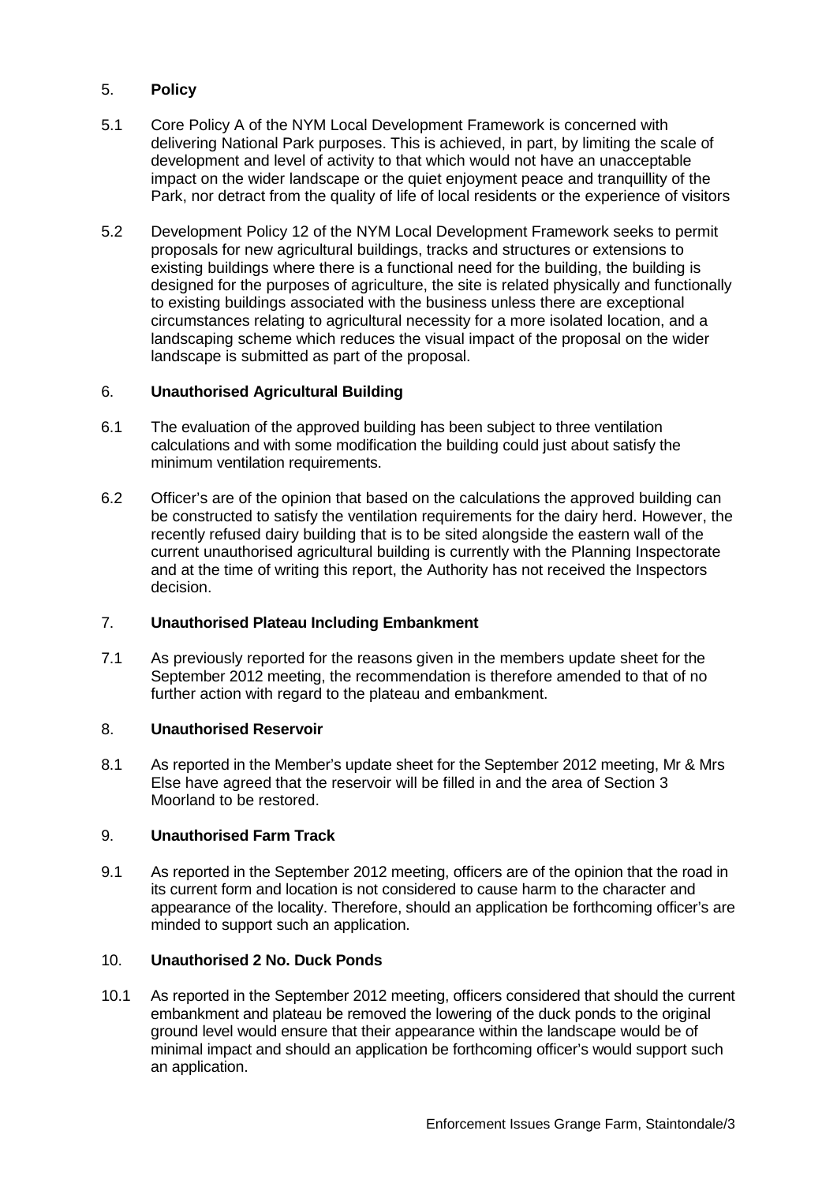## 5. **Policy**

5.1 Core Policy A of the NYM Local Development Framework is concerned with delivering National Park purposes. This is achieved, in part, by limiting the scale of development and level of activity to that which would not have an unacceptable impact on the wider landscape or the quiet enjoyment peace and tranquillity of the Park, nor detract from the quality of life of local residents or the experience of visitors

5.2 Development Policy 12 of the NYM Local Development Framework seeks to permit proposals for new agricultural buildings, tracks and structures or extensions to existing buildings where there is a functional need for the building, the building is designed for the purposes of agriculture, the site is related physically and functionally to existing buildings associated with the business unless there are exceptional circumstances relating to agricultural necessity for a more isolated location, and a landscaping scheme which reduces the visual impact of the proposal on the wider landscape is submitted as part of the proposal.

## 6. **Unauthorised Agricultural Building**

6.1 The evaluation of the approved building has been subject to three ventilation calculations and with some modification the building could just about satisfy the minimum ventilation requirements.

6.2 Officer's are of the opinion that based on the calculations the approved building can be constructed to satisfy the ventilation requirements for the dairy herd. However, the recently refused dairy building that is to be sited alongside the eastern wall of the current unauthorised agricultural building is currently with the Planning Inspectorate and at the time of writing this report, the Authority has not received the Inspectors decision.

## 7. **Unauthorised Plateau Including Embankment**

7.1 As previously reported for the reasons given in the members update sheet for the September 2012 meeting, the recommendation is therefore amended to that of no further action with regard to the plateau and embankment.

## 8. **Unauthorised Reservoir**

8.1 As reported in the Member's update sheet for the September 2012 meeting, Mr & Mrs Else have agreed that the reservoir will be filled in and the area of Section 3 Moorland to be restored.

## 9. **Unauthorised Farm Track**

9.1 As reported in the September 2012 meeting, officers are of the opinion that the road in its current form and location is not considered to cause harm to the character and appearance of the locality. Therefore, should an application be forthcoming officer's are minded to support such an application.

## 10. **Unauthorised 2 No. Duck Ponds**

10.1 As reported in the September 2012 meeting, officers considered that should the current embankment and plateau be removed the lowering of the duck ponds to the original ground level would ensure that their appearance within the landscape would be of minimal impact and should an application be forthcoming officer's would support such an application.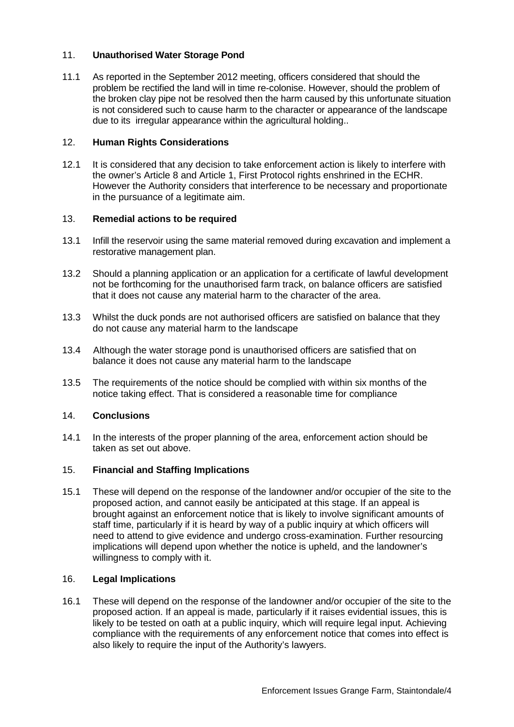## 11. **Unauthorised Water Storage Pond**

11.1 As reported in the September 2012 meeting, officers considered that should the problem be rectified the land will in time re-colonise. However, should the problem of the broken clay pipe not be resolved then the harm caused by this unfortunate situation is not considered such to cause harm to the character or appearance of the landscape due to its irregular appearance within the agricultural holding..

## 12. **Human Rights Considerations**

12.1 It is considered that any decision to take enforcement action is likely to interfere with the owner's Article 8 and Article 1, First Protocol rights enshrined in the ECHR. However the Authority considers that interference to be necessary and proportionate in the pursuance of a legitimate aim.

## 13. **Remedial actions to be required**

13.1 Infill the reservoir using the same material removed during excavation and implement a restorative management plan.

13.2 Should a planning application or an application for a certificate of lawful development not be forthcoming for the unauthorised farm track, on balance officers are satisfied that it does not cause any material harm to the character of the area.

13.3 Whilst the duck ponds are not authorised officers are satisfied on balance that they do not cause any material harm to the landscape

13.4 Although the water storage pond is unauthorised officers are satisfied that on balance it does not cause any material harm to the landscape

13.5 The requirements of the notice should be complied with within six months of the notice taking effect. That is considered a reasonable time for compliance

## 14. **Conclusions**

14.1 In the interests of the proper planning of the area, enforcement action should be taken as set out above.

## 15. **Financial and Staffing Implications**

15.1 These will depend on the response of the landowner and/or occupier of the site to the proposed action, and cannot easily be anticipated at this stage. If an appeal is brought against an enforcement notice that is likely to involve significant amounts of staff time, particularly if it is heard by way of a public inquiry at which officers will need to attend to give evidence and undergo cross-examination. Further resourcing implications will depend upon whether the notice is upheld, and the landowner's willingness to comply with it.

## 16. **Legal Implications**

16.1 These will depend on the response of the landowner and/or occupier of the site to the proposed action. If an appeal is made, particularly if it raises evidential issues, this is likely to be tested on oath at a public inquiry, which will require legal input. Achieving compliance with the requirements of any enforcement notice that comes into effect is also likely to require the input of the Authority's lawyers.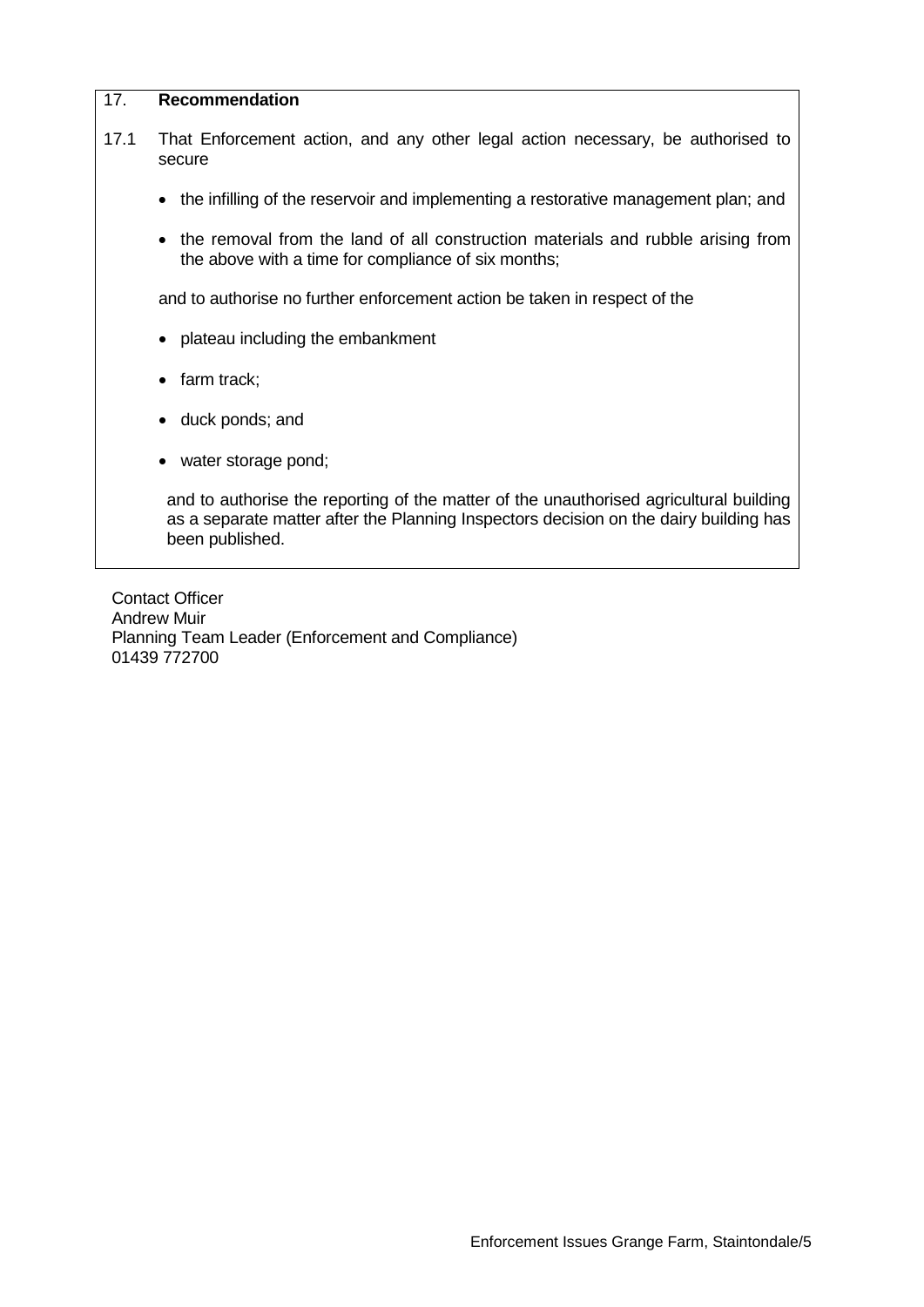## 17. Recommendation

17.1 That Enforcement action, and any other legal action necessary, be authorised to secure

- the infilling of the reservoir and implementing a restorative management plan; and
- the removal from the land of all construction materials and rubble arising from the above with a time for compliance of six months;

and to authorise no further enforcement action be taken in respect of the

- plateau including the embankment
- farm track;
- duck ponds; and
- water storage pond;

and to authorise the reporting of the matter of the unauthorised agricultural building as a separate matter after the Planning Inspectors decision on the dairy building has been published.

Contact Officer
Andrew Muir
Planning Team Leader (Enforcement and Compliance)
01439 772700